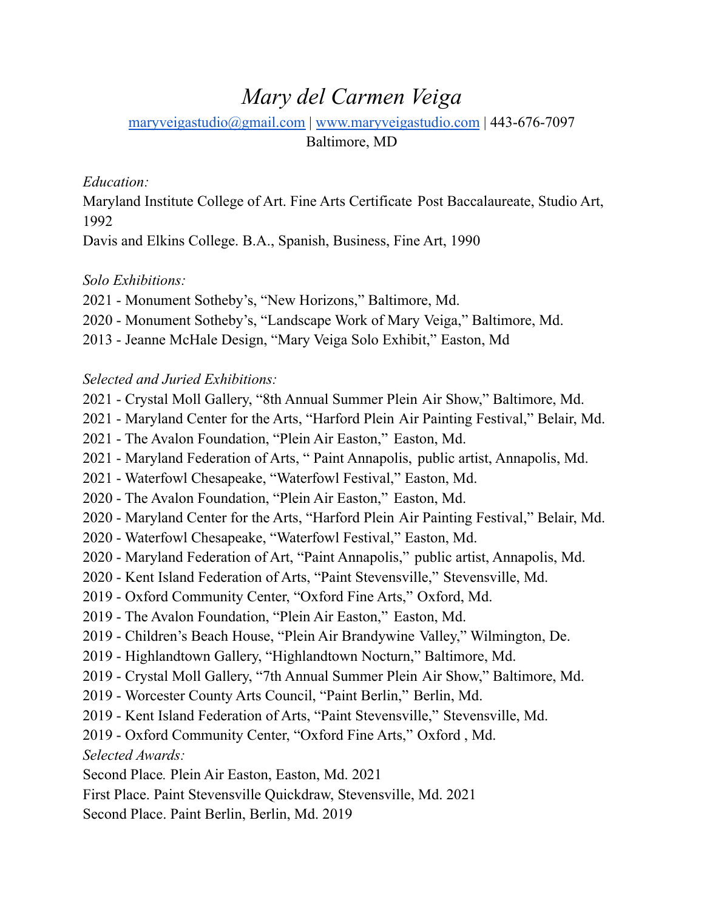# *Mary del Carmen Veiga*

[maryveigastudio@gmail.com](mailto:maryveigastudio@gmail.com) | [www.maryveigastudio.com](http://www.maryveigastudio.com) | 443-676-7097
Baltimore, MD

*Education:*

Maryland Institute College of Art. Fine Arts Certificate Post Baccalaureate, Studio Art, 1992

Davis and Elkins College. B.A., Spanish, Business, Fine Art, 1990

*Solo Exhibitions:*

2021 - Monument Sotheby's, "New Horizons," Baltimore, Md.
2020 - Monument Sotheby's, "Landscape Work of Mary Veiga," Baltimore, Md.
2013 - Jeanne McHale Design, "Mary Veiga Solo Exhibit," Easton, Md

*Selected and Juried Exhibitions:*

2021 - Crystal Moll Gallery, "8th Annual Summer Plein Air Show," Baltimore, Md.
2021 - Maryland Center for the Arts, "Harford Plein Air Painting Festival," Belair, Md.
2021 - The Avalon Foundation, "Plein Air Easton," Easton, Md.
2021 - Maryland Federation of Arts, " Paint Annapolis, public artist, Annapolis, Md.
2021 - Waterfowl Chesapeake, "Waterfowl Festival," Easton, Md.
2020 - The Avalon Foundation, "Plein Air Easton," Easton, Md.
2020 - Maryland Center for the Arts, "Harford Plein Air Painting Festival," Belair, Md.
2020 - Waterfowl Chesapeake, "Waterfowl Festival," Easton, Md.
2020 - Maryland Federation of Art, "Paint Annapolis," public artist, Annapolis, Md.
2020 - Kent Island Federation of Arts, "Paint Stevensville," Stevensville, Md.
2019 - Oxford Community Center, "Oxford Fine Arts," Oxford, Md.
2019 - The Avalon Foundation, "Plein Air Easton," Easton, Md.
2019 - Children's Beach House, "Plein Air Brandywine Valley," Wilmington, De.
2019 - Highlandtown Gallery, "Highlandtown Nocturn," Baltimore, Md.
2019 - Crystal Moll Gallery, "7th Annual Summer Plein Air Show," Baltimore, Md.
2019 - Worcester County Arts Council, "Paint Berlin," Berlin, Md.
2019 - Kent Island Federation of Arts, "Paint Stevensville," Stevensville, Md.
2019 - Oxford Community Center, "Oxford Fine Arts," Oxford , Md.

*Selected Awards:*

Second Place. Plein Air Easton, Easton, Md. 2021
First Place. Paint Stevensville Quickdraw, Stevensville, Md. 2021
Second Place. Paint Berlin, Berlin, Md. 2019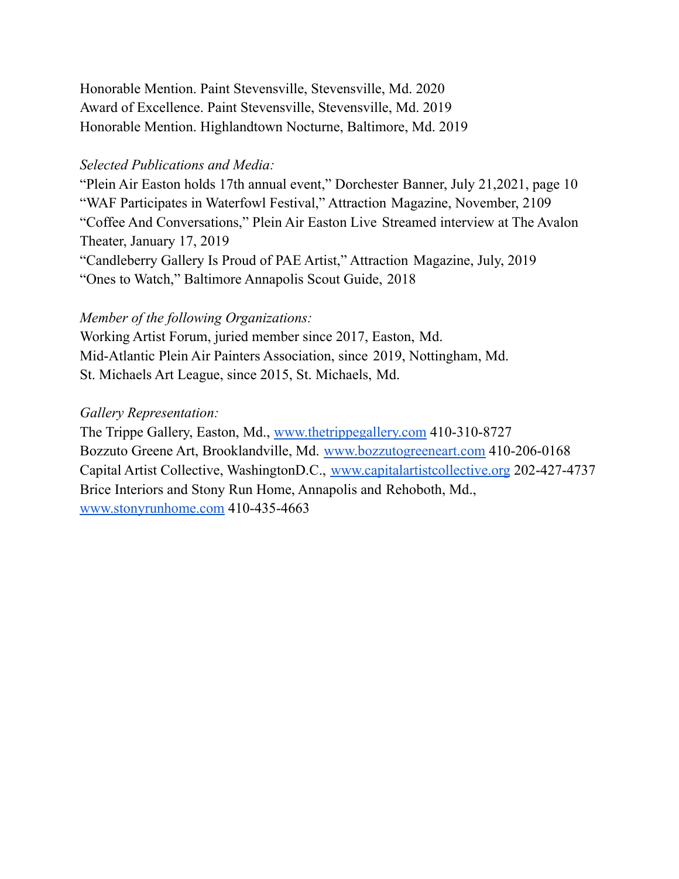Honorable Mention. Paint Stevensville, Stevensville, Md. 2020
Award of Excellence. Paint Stevensville, Stevensville, Md. 2019
Honorable Mention. Highlandtown Nocturne, Baltimore, Md. 2019

*Selected Publications and Media:*
"Plein Air Easton holds 17th annual event," Dorchester Banner, July 21,2021, page 10
"WAF Participates in Waterfowl Festival," Attraction Magazine, November, 2109
"Coffee And Conversations," Plein Air Easton Live Streamed interview at The Avalon Theater, January 17, 2019
"Candleberry Gallery Is Proud of PAE Artist," Attraction Magazine, July, 2019
"Ones to Watch," Baltimore Annapolis Scout Guide, 2018

*Member of the following Organizations:*
Working Artist Forum, juried member since 2017, Easton, Md.
Mid-Atlantic Plein Air Painters Association, since 2019, Nottingham, Md.
St. Michaels Art League, since 2015, St. Michaels, Md.

*Gallery Representation:*
The Trippe Gallery, Easton, Md., [www.thetrippegallery.com](http://www.thetrippegallery.com) 410-310-8727
Bozzuto Greene Art, Brooklandville, Md. [www.bozzutogreeneart.com](http://www.bozzutogreeneart.com) 410-206-0168
Capital Artist Collective, WashingtonD.C., [www.capitalartistcollective.org](http://www.capitalartistcollective.org) 202-427-4737
Brice Interiors and Stony Run Home, Annapolis and Rehoboth, Md., [www.stonyrunhome.com](http://www.stonyrunhome.com) 410-435-4663